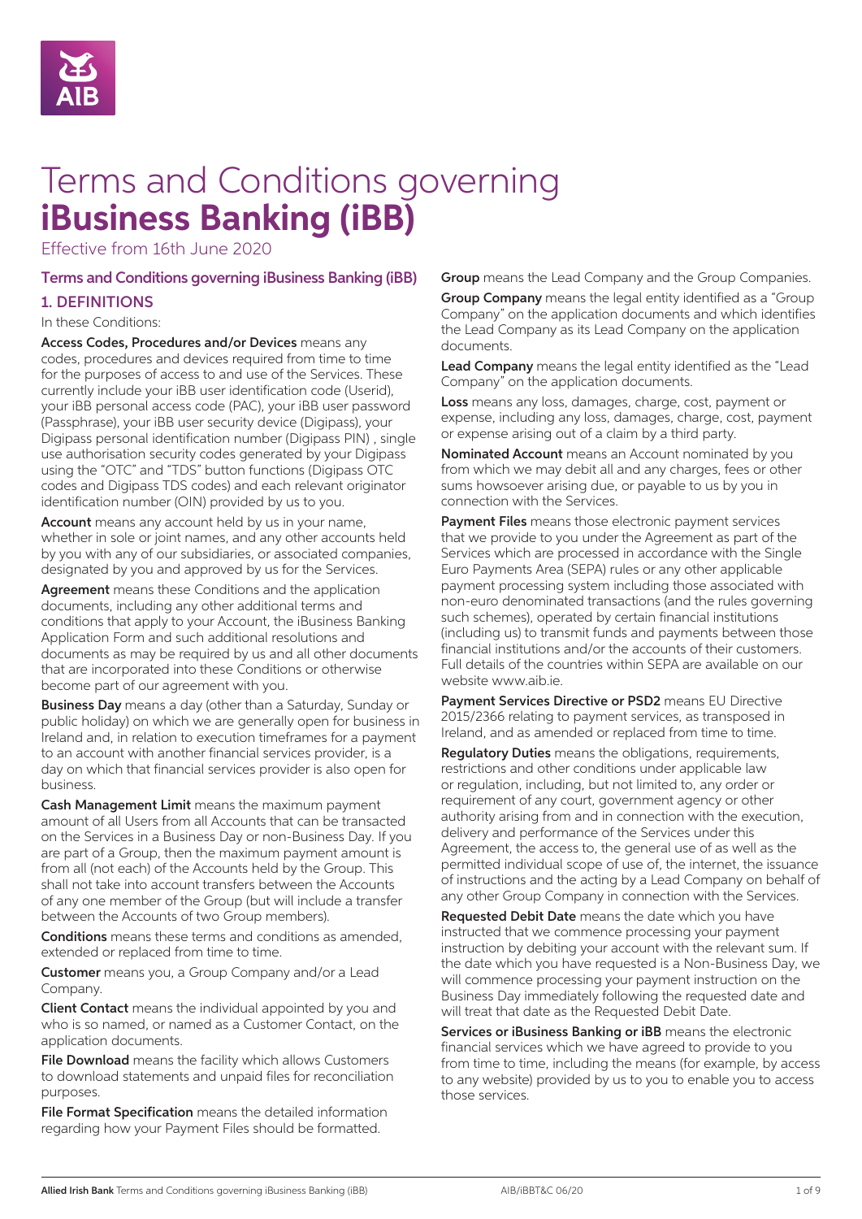# Terms and Conditions governing **iBusiness Banking (iBB)**

Effective from 16th June 2020

## Terms and Conditions governing iBusiness Banking (iBB)

### 1. DEFINITIONS

In these Conditions:

**Access Codes, Procedures and/or Devices** means any codes, procedures and devices required from time to time for the purposes of access to and use of the Services. These currently include your iBB user identification code (Userid), your iBB personal access code (PAC), your iBB user password (Passphrase), your iBB user security device (Digipass), your Digipass personal identification number (Digipass PIN) , single use authorisation security codes generated by your Digipass using the "OTC" and "TDS" button functions (Digipass OTC codes and Digipass TDS codes) and each relevant originator identification number (OIN) provided by us to you.

**Account** means any account held by us in your name, whether in sole or joint names, and any other accounts held by you with any of our subsidiaries, or associated companies, designated by you and approved by us for the Services.

**Agreement** means these Conditions and the application documents, including any other additional terms and conditions that apply to your Account, the iBusiness Banking Application Form and such additional resolutions and documents as may be required by us and all other documents that are incorporated into these Conditions or otherwise become part of our agreement with you.

**Business Day** means a day (other than a Saturday, Sunday or public holiday) on which we are generally open for business in Ireland and, in relation to execution timeframes for a payment to an account with another financial services provider, is a day on which that financial services provider is also open for business.

**Cash Management Limit** means the maximum payment amount of all Users from all Accounts that can be transacted on the Services in a Business Day or non-Business Day. If you are part of a Group, then the maximum payment amount is from all (not each) of the Accounts held by the Group. This shall not take into account transfers between the Accounts of any one member of the Group (but will include a transfer between the Accounts of two Group members).

**Conditions** means these terms and conditions as amended, extended or replaced from time to time.

**Customer** means you, a Group Company and/or a Lead Company.

**Client Contact** means the individual appointed by you and who is so named, or named as a Customer Contact, on the application documents.

**File Download** means the facility which allows Customers to download statements and unpaid files for reconciliation purposes.

**File Format Specification** means the detailed information regarding how your Payment Files should be formatted.

**Group** means the Lead Company and the Group Companies.

**Group Company** means the legal entity identified as a "Group Company" on the application documents and which identifies the Lead Company as its Lead Company on the application documents.

**Lead Company** means the legal entity identified as the "Lead Company" on the application documents.

**Loss** means any loss, damages, charge, cost, payment or expense, including any loss, damages, charge, cost, payment or expense arising out of a claim by a third party.

**Nominated Account** means an Account nominated by you from which we may debit all and any charges, fees or other sums howsoever arising due, or payable to us by you in connection with the Services.

**Payment Files** means those electronic payment services that we provide to you under the Agreement as part of the Services which are processed in accordance with the Single Euro Payments Area (SEPA) rules or any other applicable payment processing system including those associated with non-euro denominated transactions (and the rules governing such schemes), operated by certain financial institutions (including us) to transmit funds and payments between those financial institutions and/or the accounts of their customers. Full details of the countries within SEPA are available on our website www.aib.ie.

**Payment Services Directive or PSD2** means EU Directive 2015/2366 relating to payment services, as transposed in Ireland, and as amended or replaced from time to time.

**Regulatory Duties** means the obligations, requirements, restrictions and other conditions under applicable law or regulation, including, but not limited to, any order or requirement of any court, government agency or other authority arising from and in connection with the execution, delivery and performance of the Services under this Agreement, the access to, the general use of as well as the permitted individual scope of use of, the internet, the issuance of instructions and the acting by a Lead Company on behalf of any other Group Company in connection with the Services.

**Requested Debit Date** means the date which you have instructed that we commence processing your payment instruction by debiting your account with the relevant sum. If the date which you have requested is a Non-Business Day, we will commence processing your payment instruction on the Business Day immediately following the requested date and will treat that date as the Requested Debit Date.

**Services or iBusiness Banking or iBB** means the electronic financial services which we have agreed to provide to you from time to time, including the means (for example, by access to any website) provided by us to you to enable you to access those services.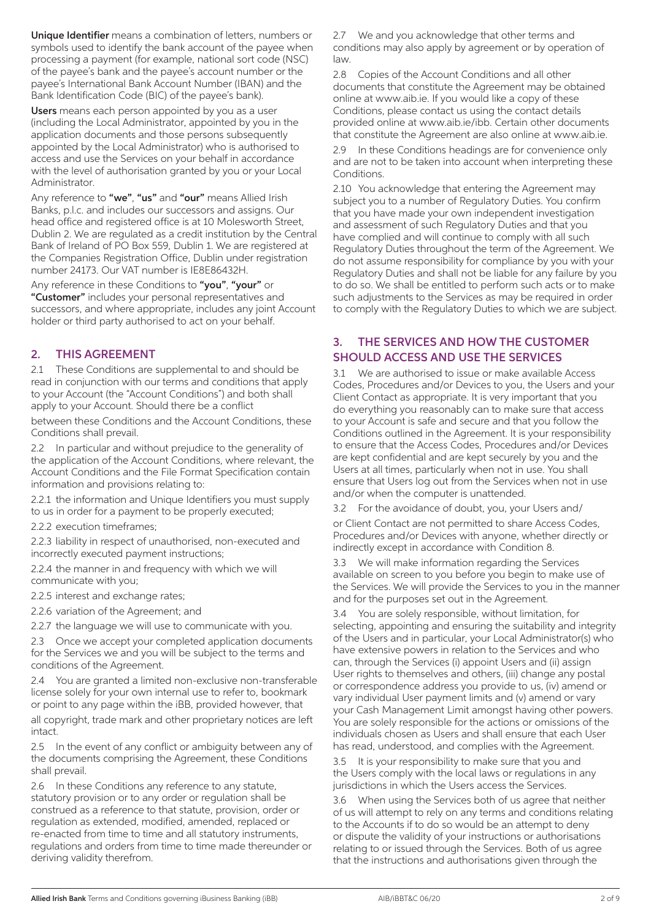**Unique Identifier** means a combination of letters, numbers or symbols used to identify the bank account of the payee when processing a payment (for example, national sort code (NSC) of the payee's bank and the payee's account number or the payee's International Bank Account Number (IBAN) and the Bank Identification Code (BIC) of the payee's bank).

**Users** means each person appointed by you as a user (including the Local Administrator, appointed by you in the application documents and those persons subsequently appointed by the Local Administrator) who is authorised to access and use the Services on your behalf in accordance with the level of authorisation granted by you or your Local Administrator.

Any reference to **"we"**, **"us"** and **"our"** means Allied Irish Banks, p.l.c. and includes our successors and assigns. Our head office and registered office is at 10 Molesworth Street, Dublin 2. We are regulated as a credit institution by the Central Bank of Ireland of PO Box 559, Dublin 1. We are registered at the Companies Registration Office, Dublin under registration number 24173. Our VAT number is IE8E86432H.

Any reference in these Conditions to **"you"**, **"your"** or **"Customer"** includes your personal representatives and successors, and where appropriate, includes any joint Account holder or third party authorised to act on your behalf.

## 2. THIS AGREEMENT

2.1 These Conditions are supplemental to and should be read in conjunction with our terms and conditions that apply to your Account (the "Account Conditions") and both shall apply to your Account. Should there be a conflict between these Conditions and the Account Conditions, these Conditions shall prevail.

2.2 In particular and without prejudice to the generality of the application of the Account Conditions, where relevant, the Account Conditions and the File Format Specification contain information and provisions relating to:

2.2.1 the information and Unique Identifiers you must supply to us in order for a payment to be properly executed;

2.2.2 execution timeframes;

2.2.3 liability in respect of unauthorised, non-executed and incorrectly executed payment instructions;

2.2.4 the manner in and frequency with which we will communicate with you;

2.2.5 interest and exchange rates;

2.2.6 variation of the Agreement; and

2.2.7 the language we will use to communicate with you.

2.3 Once we accept your completed application documents for the Services we and you will be subject to the terms and conditions of the Agreement.

2.4 You are granted a limited non-exclusive non-transferable license solely for your own internal use to refer to, bookmark or point to any page within the iBB, provided however, that all copyright, trade mark and other proprietary notices are left intact.

2.5 In the event of any conflict or ambiguity between any of the documents comprising the Agreement, these Conditions shall prevail.

2.6 In these Conditions any reference to any statute, statutory provision or to any order or regulation shall be construed as a reference to that statute, provision, order or regulation as extended, modified, amended, replaced or re-enacted from time to time and all statutory instruments, regulations and orders from time to time made thereunder or deriving validity therefrom.

2.7 We and you acknowledge that other terms and conditions may also apply by agreement or by operation of law.

2.8 Copies of the Account Conditions and all other documents that constitute the Agreement may be obtained online at www.aib.ie. If you would like a copy of these Conditions, please contact us using the contact details provided online at www.aib.ie/ibb. Certain other documents that constitute the Agreement are also online at www.aib.ie.

2.9 In these Conditions headings are for convenience only and are not to be taken into account when interpreting these Conditions.

2.10 You acknowledge that entering the Agreement may subject you to a number of Regulatory Duties. You confirm that you have made your own independent investigation and assessment of such Regulatory Duties and that you have complied and will continue to comply with all such Regulatory Duties throughout the term of the Agreement. We do not assume responsibility for compliance by you with your Regulatory Duties and shall not be liable for any failure by you to do so. We shall be entitled to perform such acts or to make such adjustments to the Services as may be required in order to comply with the Regulatory Duties to which we are subject.

## 3. THE SERVICES AND HOW THE CUSTOMER SHOULD ACCESS AND USE THE SERVICES

3.1 We are authorised to issue or make available Access Codes, Procedures and/or Devices to you, the Users and your Client Contact as appropriate. It is very important that you do everything you reasonably can to make sure that access to your Account is safe and secure and that you follow the Conditions outlined in the Agreement. It is your responsibility to ensure that the Access Codes, Procedures and/or Devices are kept confidential and are kept securely by you and the Users at all times, particularly when not in use. You shall ensure that Users log out from the Services when not in use and/or when the computer is unattended.

3.2 For the avoidance of doubt, you, your Users and/or Client Contact are not permitted to share Access Codes, Procedures and/or Devices with anyone, whether directly or indirectly except in accordance with Condition 8.

3.3 We will make information regarding the Services available on screen to you before you begin to make use of the Services. We will provide the Services to you in the manner and for the purposes set out in the Agreement.

3.4 You are solely responsible, without limitation, for selecting, appointing and ensuring the suitability and integrity of the Users and in particular, your Local Administrator(s) who have extensive powers in relation to the Services and who can, through the Services (i) appoint Users and (ii) assign User rights to themselves and others, (iii) change any postal or correspondence address you provide to us, (iv) amend or vary individual User payment limits and (v) amend or vary your Cash Management Limit amongst having other powers. You are solely responsible for the actions or omissions of the individuals chosen as Users and shall ensure that each User has read, understood, and complies with the Agreement.

3.5 It is your responsibility to make sure that you and the Users comply with the local laws or regulations in any jurisdictions in which the Users access the Services.

3.6 When using the Services both of us agree that neither of us will attempt to rely on any terms and conditions relating to the Accounts if to do so would be an attempt to deny or dispute the validity of your instructions or authorisations relating to or issued through the Services. Both of us agree that the instructions and authorisations given through the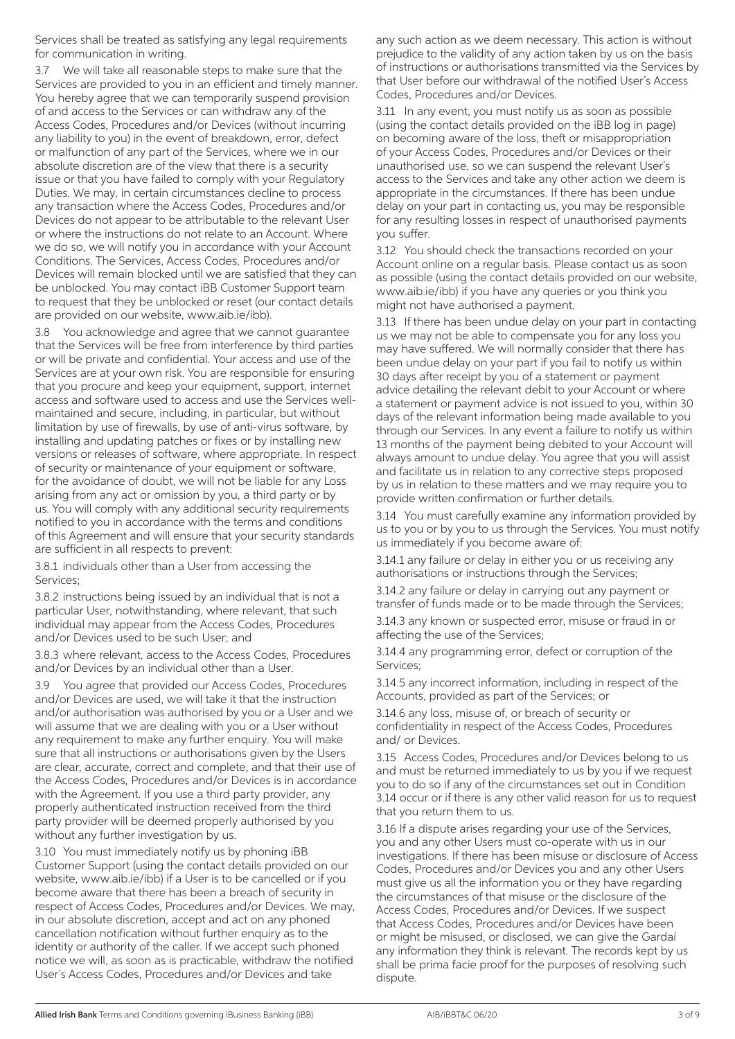Services shall be treated as satisfying any legal requirements for communication in writing.

3.7 We will take all reasonable steps to make sure that the Services are provided to you in an efficient and timely manner. You hereby agree that we can temporarily suspend provision of and access to the Services or can withdraw any of the Access Codes, Procedures and/or Devices (without incurring any liability to you) in the event of breakdown, error, defect or malfunction of any part of the Services, where we in our absolute discretion are of the view that there is a security issue or that you have failed to comply with your Regulatory Duties. We may, in certain circumstances decline to process any transaction where the Access Codes, Procedures and/or Devices do not appear to be attributable to the relevant User or where the instructions do not relate to an Account. Where we do so, we will notify you in accordance with your Account Conditions. The Services, Access Codes, Procedures and/or Devices will remain blocked until we are satisfied that they can be unblocked. You may contact iBB Customer Support team to request that they be unblocked or reset (our contact details are provided on our website, www.aib.ie/ibb).

3.8 You acknowledge and agree that we cannot guarantee that the Services will be free from interference by third parties or will be private and confidential. Your access and use of the Services are at your own risk. You are responsible for ensuring that you procure and keep your equipment, support, internet access and software used to access and use the Services well-maintained and secure, including, in particular, but without limitation by use of firewalls, by use of anti-virus software, by installing and updating patches or fixes or by installing new versions or releases of software, where appropriate. In respect of security or maintenance of your equipment or software, for the avoidance of doubt, we will not be liable for any Loss arising from any act or omission by you, a third party or by us. You will comply with any additional security requirements notified to you in accordance with the terms and conditions of this Agreement and will ensure that your security standards are sufficient in all respects to prevent:

3.8.1 individuals other than a User from accessing the Services;

3.8.2 instructions being issued by an individual that is not a particular User, notwithstanding, where relevant, that such individual may appear from the Access Codes, Procedures and/or Devices used to be such User; and

3.8.3 where relevant, access to the Access Codes, Procedures and/or Devices by an individual other than a User.

3.9 You agree that provided our Access Codes, Procedures and/or Devices are used, we will take it that the instruction and/or authorisation was authorised by you or a User and we will assume that we are dealing with you or a User without any requirement to make any further enquiry. You will make sure that all instructions or authorisations given by the Users are clear, accurate, correct and complete, and that their use of the Access Codes, Procedures and/or Devices is in accordance with the Agreement. If you use a third party provider, any properly authenticated instruction received from the third party provider will be deemed properly authorised by you without any further investigation by us.

3.10 You must immediately notify us by phoning iBB Customer Support (using the contact details provided on our website, www.aib.ie/ibb) if a User is to be cancelled or if you become aware that there has been a breach of security in respect of Access Codes, Procedures and/or Devices. We may, in our absolute discretion, accept and act on any phoned cancellation notification without further enquiry as to the identity or authority of the caller. If we accept such phoned notice we will, as soon as is practicable, withdraw the notified User's Access Codes, Procedures and/or Devices and take any such action as we deem necessary. This action is without prejudice to the validity of any action taken by us on the basis of instructions or authorisations transmitted via the Services by that User before our withdrawal of the notified User's Access Codes, Procedures and/or Devices.

3.11 In any event, you must notify us as soon as possible (using the contact details provided on the iBB log in page) on becoming aware of the loss, theft or misappropriation of your Access Codes, Procedures and/or Devices or their unauthorised use, so we can suspend the relevant User's access to the Services and take any other action we deem is appropriate in the circumstances. If there has been undue delay on your part in contacting us, you may be responsible for any resulting losses in respect of unauthorised payments you suffer.

3.12 You should check the transactions recorded on your Account online on a regular basis. Please contact us as soon as possible (using the contact details provided on our website, www.aib.ie/ibb) if you have any queries or you think you might not have authorised a payment.

3.13 If there has been undue delay on your part in contacting us we may not be able to compensate you for any loss you may have suffered. We will normally consider that there has been undue delay on your part if you fail to notify us within 30 days after receipt by you of a statement or payment advice detailing the relevant debit to your Account or where a statement or payment advice is not issued to you, within 30 days of the relevant information being made available to you through our Services. In any event a failure to notify us within 13 months of the payment being debited to your Account will always amount to undue delay. You agree that you will assist and facilitate us in relation to any corrective steps proposed by us in relation to these matters and we may require you to provide written confirmation or further details.

3.14 You must carefully examine any information provided by us to you or by you to us through the Services. You must notify us immediately if you become aware of:

3.14.1 any failure or delay in either you or us receiving any authorisations or instructions through the Services;

3.14.2 any failure or delay in carrying out any payment or transfer of funds made or to be made through the Services;

3.14.3 any known or suspected error, misuse or fraud in or affecting the use of the Services;

3.14.4 any programming error, defect or corruption of the Services;

3.14.5 any incorrect information, including in respect of the Accounts, provided as part of the Services; or

3.14.6 any loss, misuse of, or breach of security or confidentiality in respect of the Access Codes, Procedures and/ or Devices.

3.15 Access Codes, Procedures and/or Devices belong to us and must be returned immediately to us by you if we request you to do so if any of the circumstances set out in Condition 3.14 occur or if there is any other valid reason for us to request that you return them to us.

3.16 If a dispute arises regarding your use of the Services, you and any other Users must co-operate with us in our investigations. If there has been misuse or disclosure of Access Codes, Procedures and/or Devices you and any other Users must give us all the information you or they have regarding the circumstances of that misuse or the disclosure of the Access Codes, Procedures and/or Devices. If we suspect that Access Codes, Procedures and/or Devices have been or might be misused, or disclosed, we can give the Gardaí any information they think is relevant. The records kept by us shall be prima facie proof for the purposes of resolving such dispute.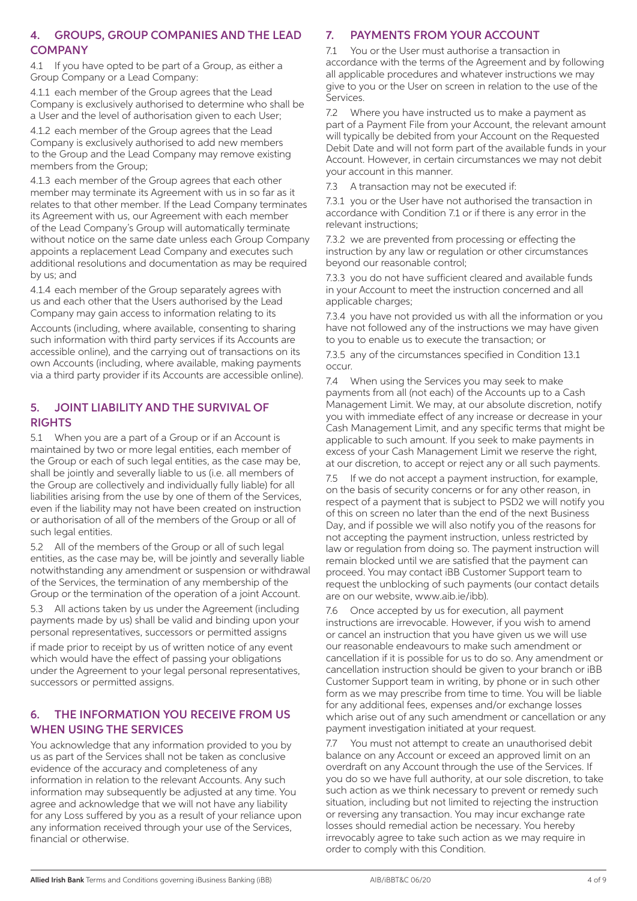## 4. GROUPS, GROUP COMPANIES AND THE LEAD COMPANY

4.1 If you have opted to be part of a Group, as either a Group Company or a Lead Company:

4.1.1 each member of the Group agrees that the Lead Company is exclusively authorised to determine who shall be a User and the level of authorisation given to each User;

4.1.2 each member of the Group agrees that the Lead Company is exclusively authorised to add new members to the Group and the Lead Company may remove existing members from the Group;

4.1.3 each member of the Group agrees that each other member may terminate its Agreement with us in so far as it relates to that other member. If the Lead Company terminates its Agreement with us, our Agreement with each member of the Lead Company's Group will automatically terminate without notice on the same date unless each Group Company appoints a replacement Lead Company and executes such additional resolutions and documentation as may be required by us; and

4.1.4 each member of the Group separately agrees with us and each other that the Users authorised by the Lead Company may gain access to information relating to its Accounts (including, where available, consenting to sharing such information with third party services if its Accounts are accessible online), and the carrying out of transactions on its own Accounts (including, where available, making payments via a third party provider if its Accounts are accessible online).

## 5. JOINT LIABILITY AND THE SURVIVAL OF RIGHTS

5.1 When you are a part of a Group or if an Account is maintained by two or more legal entities, each member of the Group or each of such legal entities, as the case may be, shall be jointly and severally liable to us (i.e. all members of the Group are collectively and individually fully liable) for all liabilities arising from the use by one of them of the Services, even if the liability may not have been created on instruction or authorisation of all of the members of the Group or all of such legal entities.

5.2 All of the members of the Group or all of such legal entities, as the case may be, will be jointly and severally liable notwithstanding any amendment or suspension or withdrawal of the Services, the termination of any membership of the Group or the termination of the operation of a joint Account.

5.3 All actions taken by us under the Agreement (including payments made by us) shall be valid and binding upon your personal representatives, successors or permitted assigns if made prior to receipt by us of written notice of any event which would have the effect of passing your obligations under the Agreement to your legal personal representatives, successors or permitted assigns.

## 6. THE INFORMATION YOU RECEIVE FROM US WHEN USING THE SERVICES

You acknowledge that any information provided to you by us as part of the Services shall not be taken as conclusive evidence of the accuracy and completeness of any information in relation to the relevant Accounts. Any such information may subsequently be adjusted at any time. You agree and acknowledge that we will not have any liability for any Loss suffered by you as a result of your reliance upon any information received through your use of the Services, financial or otherwise.

## 7. PAYMENTS FROM YOUR ACCOUNT

7.1 You or the User must authorise a transaction in accordance with the terms of the Agreement and by following all applicable procedures and whatever instructions we may give to you or the User on screen in relation to the use of the Services.

7.2 Where you have instructed us to make a payment as part of a Payment File from your Account, the relevant amount will typically be debited from your Account on the Requested Debit Date and will not form part of the available funds in your Account. However, in certain circumstances we may not debit your account in this manner.

7.3 A transaction may not be executed if:

7.3.1 you or the User have not authorised the transaction in accordance with Condition 7.1 or if there is any error in the relevant instructions;

7.3.2 we are prevented from processing or effecting the instruction by any law or regulation or other circumstances beyond our reasonable control;

7.3.3 you do not have sufficient cleared and available funds in your Account to meet the instruction concerned and all applicable charges;

7.3.4 you have not provided us with all the information or you have not followed any of the instructions we may have given to you to enable us to execute the transaction; or

7.3.5 any of the circumstances specified in Condition 13.1 occur.

7.4 When using the Services you may seek to make payments from all (not each) of the Accounts up to a Cash Management Limit. We may, at our absolute discretion, notify you with immediate effect of any increase or decrease in your Cash Management Limit, and any specific terms that might be applicable to such amount. If you seek to make payments in excess of your Cash Management Limit we reserve the right, at our discretion, to accept or reject any or all such payments.

7.5 If we do not accept a payment instruction, for example, on the basis of security concerns or for any other reason, in respect of a payment that is subject to PSD2 we will notify you of this on screen no later than the end of the next Business Day, and if possible we will also notify you of the reasons for not accepting the payment instruction, unless restricted by law or regulation from doing so. The payment instruction will remain blocked until we are satisfied that the payment can proceed. You may contact iBB Customer Support team to request the unblocking of such payments (our contact details are on our website, www.aib.ie/ibb).

7.6 Once accepted by us for execution, all payment instructions are irrevocable. However, if you wish to amend or cancel an instruction that you have given us we will use our reasonable endeavours to make such amendment or cancellation if it is possible for us to do so. Any amendment or cancellation instruction should be given to your branch or iBB Customer Support team in writing, by phone or in such other form as we may prescribe from time to time. You will be liable for any additional fees, expenses and/or exchange losses which arise out of any such amendment or cancellation or any payment investigation initiated at your request.

7.7 You must not attempt to create an unauthorised debit balance on any Account or exceed an approved limit on an overdraft on any Account through the use of the Services. If you do so we have full authority, at our sole discretion, to take such action as we think necessary to prevent or remedy such situation, including but not limited to rejecting the instruction or reversing any transaction. You may incur exchange rate losses should remedial action be necessary. You hereby irrevocably agree to take such action as we may require in order to comply with this Condition.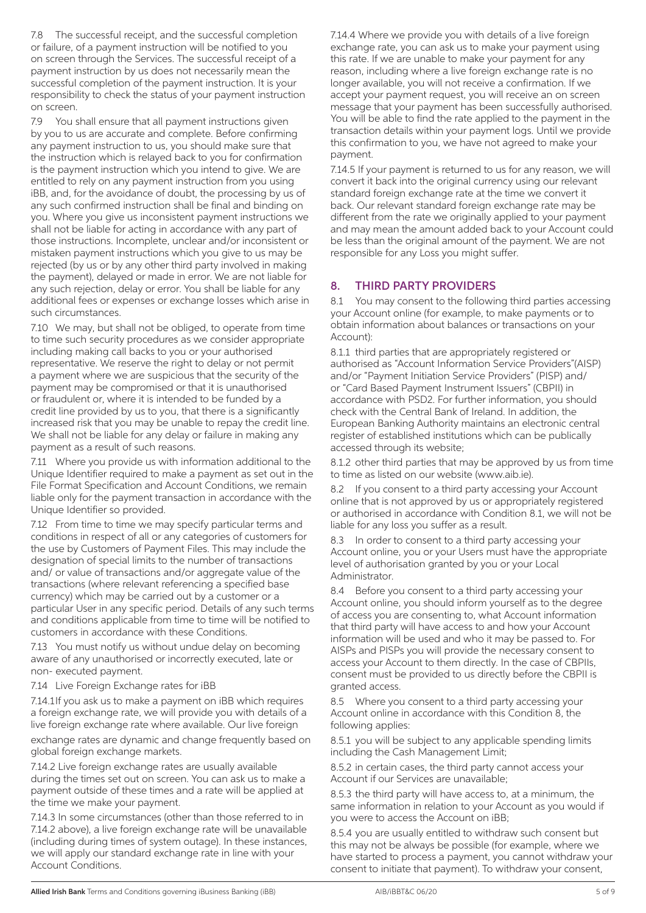7.8 The successful receipt, and the successful completion or failure, of a payment instruction will be notified to you on screen through the Services. The successful receipt of a payment instruction by us does not necessarily mean the successful completion of the payment instruction. It is your responsibility to check the status of your payment instruction on screen.

7.9 You shall ensure that all payment instructions given by you to us are accurate and complete. Before confirming any payment instruction to us, you should make sure that the instruction which is relayed back to you for confirmation is the payment instruction which you intend to give. We are entitled to rely on any payment instruction from you using iBB, and, for the avoidance of doubt, the processing by us of any such confirmed instruction shall be final and binding on you. Where you give us inconsistent payment instructions we shall not be liable for acting in accordance with any part of those instructions. Incomplete, unclear and/or inconsistent or mistaken payment instructions which you give to us may be rejected (by us or by any other third party involved in making the payment), delayed or made in error. We are not liable for any such rejection, delay or error. You shall be liable for any additional fees or expenses or exchange losses which arise in such circumstances.

7.10 We may, but shall not be obliged, to operate from time to time such security procedures as we consider appropriate including making call backs to you or your authorised representative. We reserve the right to delay or not permit a payment where we are suspicious that the security of the payment may be compromised or that it is unauthorised or fraudulent or, where it is intended to be funded by a credit line provided by us to you, that there is a significantly increased risk that you may be unable to repay the credit line. We shall not be liable for any delay or failure in making any payment as a result of such reasons.

7.11 Where you provide us with information additional to the Unique Identifier required to make a payment as set out in the File Format Specification and Account Conditions, we remain liable only for the payment transaction in accordance with the Unique Identifier so provided.

7.12 From time to time we may specify particular terms and conditions in respect of all or any categories of customers for the use by Customers of Payment Files. This may include the designation of special limits to the number of transactions and/ or value of transactions and/or aggregate value of the transactions (where relevant referencing a specified base currency) which may be carried out by a customer or a particular User in any specific period. Details of any such terms and conditions applicable from time to time will be notified to customers in accordance with these Conditions.

7.13 You must notify us without undue delay on becoming aware of any unauthorised or incorrectly executed, late or non- executed payment.

7.14 Live Foreign Exchange rates for iBB

7.14.1 If you ask us to make a payment on iBB which requires a foreign exchange rate, we will provide you with details of a live foreign exchange rate where available. Our live foreign exchange rates are dynamic and change frequently based on global foreign exchange markets.

7.14.2 Live foreign exchange rates are usually available during the times set out on screen. You can ask us to make a payment outside of these times and a rate will be applied at the time we make your payment.

7.14.3 In some circumstances (other than those referred to in 7.14.2 above), a live foreign exchange rate will be unavailable (including during times of system outage). In these instances, we will apply our standard exchange rate in line with your Account Conditions.

7.14.4 Where we provide you with details of a live foreign exchange rate, you can ask us to make your payment using this rate. If we are unable to make your payment for any reason, including where a live foreign exchange rate is no longer available, you will not receive a confirmation. If we accept your payment request, you will receive an on screen message that your payment has been successfully authorised. You will be able to find the rate applied to the payment in the transaction details within your payment logs. Until we provide this confirmation to you, we have not agreed to make your payment.

7.14.5 If your payment is returned to us for any reason, we will convert it back into the original currency using our relevant standard foreign exchange rate at the time we convert it back. Our relevant standard foreign exchange rate may be different from the rate we originally applied to your payment and may mean the amount added back to your Account could be less than the original amount of the payment. We are not responsible for any Loss you might suffer.

## 8. THIRD PARTY PROVIDERS

8.1 You may consent to the following third parties accessing your Account online (for example, to make payments or to obtain information about balances or transactions on your Account):

8.1.1 third parties that are appropriately registered or authorised as "Account Information Service Providers"(AISP) and/or "Payment Initiation Service Providers" (PISP) and/ or "Card Based Payment Instrument Issuers" (CBPII) in accordance with PSD2. For further information, you should check with the Central Bank of Ireland. In addition, the European Banking Authority maintains an electronic central register of established institutions which can be publically accessed through its website;

8.1.2 other third parties that may be approved by us from time to time as listed on our website (www.aib.ie).

8.2 If you consent to a third party accessing your Account online that is not approved by us or appropriately registered or authorised in accordance with Condition 8.1, we will not be liable for any loss you suffer as a result.

8.3 In order to consent to a third party accessing your Account online, you or your Users must have the appropriate level of authorisation granted by you or your Local Administrator.

8.4 Before you consent to a third party accessing your Account online, you should inform yourself as to the degree of access you are consenting to, what Account information that third party will have access to and how your Account information will be used and who it may be passed to. For AISPs and PISPs you will provide the necessary consent to access your Account to them directly. In the case of CBPIIs, consent must be provided to us directly before the CBPII is granted access.

8.5 Where you consent to a third party accessing your Account online in accordance with this Condition 8, the following applies:

8.5.1 you will be subject to any applicable spending limits including the Cash Management Limit;

8.5.2 in certain cases, the third party cannot access your Account if our Services are unavailable;

8.5.3 the third party will have access to, at a minimum, the same information in relation to your Account as you would if you were to access the Account on iBB;

8.5.4 you are usually entitled to withdraw such consent but this may not be always be possible (for example, where we have started to process a payment, you cannot withdraw your consent to initiate that payment). To withdraw your consent,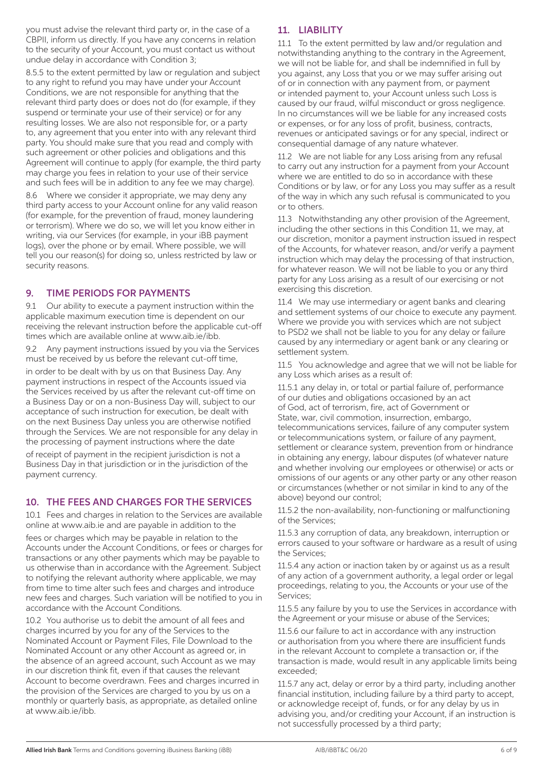you must advise the relevant third party or, in the case of a CBPII, inform us directly. If you have any concerns in relation to the security of your Account, you must contact us without undue delay in accordance with Condition 3;

8.5.5 to the extent permitted by law or regulation and subject to any right to refund you may have under your Account Conditions, we are not responsible for anything that the relevant third party does or does not do (for example, if they suspend or terminate your use of their service) or for any resulting losses. We are also not responsible for, or a party to, any agreement that you enter into with any relevant third party. You should make sure that you read and comply with such agreement or other policies and obligations and this Agreement will continue to apply (for example, the third party may charge you fees in relation to your use of their service and such fees will be in addition to any fee we may charge).

8.6 Where we consider it appropriate, we may deny any third party access to your Account online for any valid reason (for example, for the prevention of fraud, money laundering or terrorism). Where we do so, we will let you know either in writing, via our Services (for example, in your iBB payment logs), over the phone or by email. Where possible, we will tell you our reason(s) for doing so, unless restricted by law or security reasons.

## 9. TIME PERIODS FOR PAYMENTS

9.1 Our ability to execute a payment instruction within the applicable maximum execution time is dependent on our receiving the relevant instruction before the applicable cut-off times which are available online at www.aib.ie/ibb.

9.2 Any payment instructions issued by you via the Services must be received by us before the relevant cut-off time, in order to be dealt with by us on that Business Day. Any payment instructions in respect of the Accounts issued via the Services received by us after the relevant cut-off time on a Business Day or on a non-Business Day will, subject to our acceptance of such instruction for execution, be dealt with on the next Business Day unless you are otherwise notified through the Services. We are not responsible for any delay in the processing of payment instructions where the date of receipt of payment in the recipient jurisdiction is not a Business Day in that jurisdiction or in the jurisdiction of the payment currency.

## 10. THE FEES AND CHARGES FOR THE SERVICES

10.1 Fees and charges in relation to the Services are available online at www.aib.ie and are payable in addition to the fees or charges which may be payable in relation to the Accounts under the Account Conditions, or fees or charges for transactions or any other payments which may be payable to us otherwise than in accordance with the Agreement. Subject to notifying the relevant authority where applicable, we may from time to time alter such fees and charges and introduce new fees and charges. Such variation will be notified to you in accordance with the Account Conditions.

10.2 You authorise us to debit the amount of all fees and charges incurred by you for any of the Services to the Nominated Account or Payment Files, File Download to the Nominated Account or any other Account as agreed or, in the absence of an agreed account, such Account as we may in our discretion think fit, even if that causes the relevant Account to become overdrawn. Fees and charges incurred in the provision of the Services are charged to you by us on a monthly or quarterly basis, as appropriate, as detailed online at www.aib.ie/ibb.

## 11. LIABILITY

11.1 To the extent permitted by law and/or regulation and notwithstanding anything to the contrary in the Agreement, we will not be liable for, and shall be indemnified in full by you against, any Loss that you or we may suffer arising out of or in connection with any payment from, or payment or intended payment to, your Account unless such Loss is caused by our fraud, wilful misconduct or gross negligence. In no circumstances will we be liable for any increased costs or expenses, or for any loss of profit, business, contracts, revenues or anticipated savings or for any special, indirect or consequential damage of any nature whatever.

11.2 We are not liable for any Loss arising from any refusal to carry out any instruction for a payment from your Account where we are entitled to do so in accordance with these Conditions or by law, or for any Loss you may suffer as a result of the way in which any such refusal is communicated to you or to others.

11.3 Notwithstanding any other provision of the Agreement, including the other sections in this Condition 11, we may, at our discretion, monitor a payment instruction issued in respect of the Accounts, for whatever reason, and/or verify a payment instruction which may delay the processing of that instruction, for whatever reason. We will not be liable to you or any third party for any Loss arising as a result of our exercising or not exercising this discretion.

11.4 We may use intermediary or agent banks and clearing and settlement systems of our choice to execute any payment. Where we provide you with services which are not subject to PSD2 we shall not be liable to you for any delay or failure caused by any intermediary or agent bank or any clearing or settlement system.

11.5 You acknowledge and agree that we will not be liable for any Loss which arises as a result of:

11.5.1 any delay in, or total or partial failure of, performance of our duties and obligations occasioned by an act of God, act of terrorism, fire, act of Government or State, war, civil commotion, insurrection, embargo, telecommunications services, failure of any computer system or telecommunications system, or failure of any payment, settlement or clearance system, prevention from or hindrance in obtaining any energy, labour disputes (of whatever nature and whether involving our employees or otherwise) or acts or omissions of our agents or any other party or any other reason or circumstances (whether or not similar in kind to any of the above) beyond our control;

11.5.2 the non-availability, non-functioning or malfunctioning of the Services;

11.5.3 any corruption of data, any breakdown, interruption or errors caused to your software or hardware as a result of using the Services;

11.5.4 any action or inaction taken by or against us as a result of any action of a government authority, a legal order or legal proceedings, relating to you, the Accounts or your use of the Services;

11.5.5 any failure by you to use the Services in accordance with the Agreement or your misuse or abuse of the Services;

11.5.6 our failure to act in accordance with any instruction or authorisation from you where there are insufficient funds in the relevant Account to complete a transaction or, if the transaction is made, would result in any applicable limits being exceeded;

11.5.7 any act, delay or error by a third party, including another financial institution, including failure by a third party to accept, or acknowledge receipt of, funds, or for any delay by us in advising you, and/or crediting your Account, if an instruction is not successfully processed by a third party;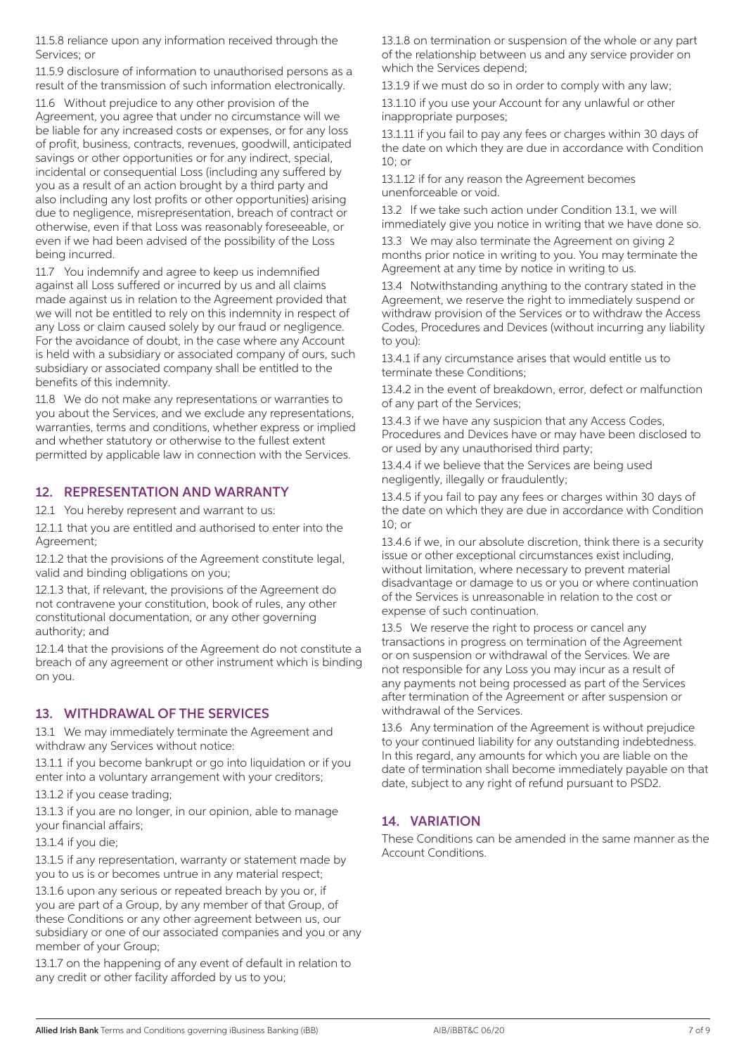11.5.8 reliance upon any information received through the Services; or

11.5.9 disclosure of information to unauthorised persons as a result of the transmission of such information electronically.

11.6 Without prejudice to any other provision of the Agreement, you agree that under no circumstance will we be liable for any increased costs or expenses, or for any loss of profit, business, contracts, revenues, goodwill, anticipated savings or other opportunities or for any indirect, special, incidental or consequential Loss (including any suffered by you as a result of an action brought by a third party and also including any lost profits or other opportunities) arising due to negligence, misrepresentation, breach of contract or otherwise, even if that Loss was reasonably foreseeable, or even if we had been advised of the possibility of the Loss being incurred.

11.7 You indemnify and agree to keep us indemnified against all Loss suffered or incurred by us and all claims made against us in relation to the Agreement provided that we will not be entitled to rely on this indemnity in respect of any Loss or claim caused solely by our fraud or negligence. For the avoidance of doubt, in the case where any Account is held with a subsidiary or associated company of ours, such subsidiary or associated company shall be entitled to the benefits of this indemnity.

11.8 We do not make any representations or warranties to you about the Services, and we exclude any representations, warranties, terms and conditions, whether express or implied and whether statutory or otherwise to the fullest extent permitted by applicable law in connection with the Services.

## 12. REPRESENTATION AND WARRANTY

12.1 You hereby represent and warrant to us:

12.1.1 that you are entitled and authorised to enter into the Agreement;

12.1.2 that the provisions of the Agreement constitute legal, valid and binding obligations on you;

12.1.3 that, if relevant, the provisions of the Agreement do not contravene your constitution, book of rules, any other constitutional documentation, or any other governing authority; and

12.1.4 that the provisions of the Agreement do not constitute a breach of any agreement or other instrument which is binding on you.

## 13. WITHDRAWAL OF THE SERVICES

13.1 We may immediately terminate the Agreement and withdraw any Services without notice:

13.1.1 if you become bankrupt or go into liquidation or if you enter into a voluntary arrangement with your creditors;

13.1.2 if you cease trading;

13.1.3 if you are no longer, in our opinion, able to manage your financial affairs;

13.1.4 if you die;

13.1.5 if any representation, warranty or statement made by you to us is or becomes untrue in any material respect;

13.1.6 upon any serious or repeated breach by you or, if you are part of a Group, by any member of that Group, of these Conditions or any other agreement between us, our subsidiary or one of our associated companies and you or any member of your Group;

13.1.7 on the happening of any event of default in relation to any credit or other facility afforded by us to you;

13.1.8 on termination or suspension of the whole or any part of the relationship between us and any service provider on which the Services depend;

13.1.9 if we must do so in order to comply with any law;

13.1.10 if you use your Account for any unlawful or other inappropriate purposes;

13.1.11 if you fail to pay any fees or charges within 30 days of the date on which they are due in accordance with Condition 10; or

13.1.12 if for any reason the Agreement becomes unenforceable or void.

13.2 If we take such action under Condition 13.1, we will immediately give you notice in writing that we have done so.

13.3 We may also terminate the Agreement on giving 2 months prior notice in writing to you. You may terminate the Agreement at any time by notice in writing to us.

13.4 Notwithstanding anything to the contrary stated in the Agreement, we reserve the right to immediately suspend or withdraw provision of the Services or to withdraw the Access Codes, Procedures and Devices (without incurring any liability to you):

13.4.1 if any circumstance arises that would entitle us to terminate these Conditions;

13.4.2 in the event of breakdown, error, defect or malfunction of any part of the Services;

13.4.3 if we have any suspicion that any Access Codes, Procedures and Devices have or may have been disclosed to or used by any unauthorised third party;

13.4.4 if we believe that the Services are being used negligently, illegally or fraudulently;

13.4.5 if you fail to pay any fees or charges within 30 days of the date on which they are due in accordance with Condition 10; or

13.4.6 if we, in our absolute discretion, think there is a security issue or other exceptional circumstances exist including, without limitation, where necessary to prevent material disadvantage or damage to us or you or where continuation of the Services is unreasonable in relation to the cost or expense of such continuation.

13.5 We reserve the right to process or cancel any transactions in progress on termination of the Agreement or on suspension or withdrawal of the Services. We are not responsible for any Loss you may incur as a result of any payments not being processed as part of the Services after termination of the Agreement or after suspension or withdrawal of the Services.

13.6 Any termination of the Agreement is without prejudice to your continued liability for any outstanding indebtedness. In this regard, any amounts for which you are liable on the date of termination shall become immediately payable on that date, subject to any right of refund pursuant to PSD2.

## 14. VARIATION

These Conditions can be amended in the same manner as the Account Conditions.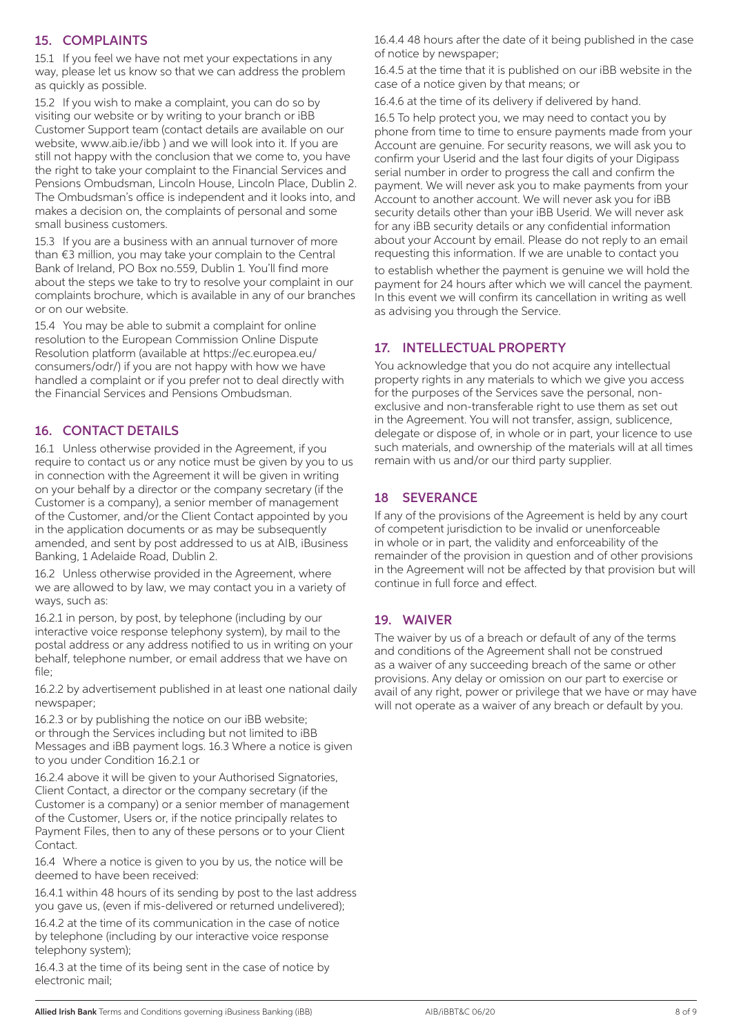## 15. COMPLAINTS

15.1 If you feel we have not met your expectations in any way, please let us know so that we can address the problem as quickly as possible.

15.2 If you wish to make a complaint, you can do so by visiting our website or by writing to your branch or iBB Customer Support team (contact details are available on our website, www.aib.ie/ibb ) and we will look into it. If you are still not happy with the conclusion that we come to, you have the right to take your complaint to the Financial Services and Pensions Ombudsman, Lincoln House, Lincoln Place, Dublin 2. The Ombudsman's office is independent and it looks into, and makes a decision on, the complaints of personal and some small business customers.

15.3 If you are a business with an annual turnover of more than €3 million, you may take your complain to the Central Bank of Ireland, PO Box no.559, Dublin 1. You'll find more about the steps we take to try to resolve your complaint in our complaints brochure, which is available in any of our branches or on our website.

15.4 You may be able to submit a complaint for online resolution to the European Commission Online Dispute Resolution platform (available at https://ec.europea.eu/consumers/odr/) if you are not happy with how we have handled a complaint or if you prefer not to deal directly with the Financial Services and Pensions Ombudsman.

## 16. CONTACT DETAILS

16.1 Unless otherwise provided in the Agreement, if you require to contact us or any notice must be given by you to us in connection with the Agreement it will be given in writing on your behalf by a director or the company secretary (if the Customer is a company), a senior member of management of the Customer, and/or the Client Contact appointed by you in the application documents or as may be subsequently amended, and sent by post addressed to us at AIB, iBusiness Banking, 1 Adelaide Road, Dublin 2.

16.2 Unless otherwise provided in the Agreement, where we are allowed to by law, we may contact you in a variety of ways, such as:

16.2.1 in person, by post, by telephone (including by our interactive voice response telephony system), by mail to the postal address or any address notified to us in writing on your behalf, telephone number, or email address that we have on file;

16.2.2 by advertisement published in at least one national daily newspaper;

16.2.3 or by publishing the notice on our iBB website; or through the Services including but not limited to iBB Messages and iBB payment logs. 16.3 Where a notice is given to you under Condition 16.2.1 or

16.2.4 above it will be given to your Authorised Signatories, Client Contact, a director or the company secretary (if the Customer is a company) or a senior member of management of the Customer, Users or, if the notice principally relates to Payment Files, then to any of these persons or to your Client Contact.

16.4 Where a notice is given to you by us, the notice will be deemed to have been received:

16.4.1 within 48 hours of its sending by post to the last address you gave us, (even if mis-delivered or returned undelivered);

16.4.2 at the time of its communication in the case of notice by telephone (including by our interactive voice response telephony system);

16.4.3 at the time of its being sent in the case of notice by electronic mail;

16.4.4 48 hours after the date of it being published in the case of notice by newspaper;

16.4.5 at the time that it is published on our iBB website in the case of a notice given by that means; or

16.4.6 at the time of its delivery if delivered by hand.

16.5 To help protect you, we may need to contact you by phone from time to time to ensure payments made from your Account are genuine. For security reasons, we will ask you to confirm your Userid and the last four digits of your Digipass serial number in order to progress the call and confirm the payment. We will never ask you to make payments from your Account to another account. We will never ask you for iBB security details other than your iBB Userid. We will never ask for any iBB security details or any confidential information about your Account by email. Please do not reply to an email requesting this information. If we are unable to contact you to establish whether the payment is genuine we will hold the payment for 24 hours after which we will cancel the payment. In this event we will confirm its cancellation in writing as well as advising you through the Service.

## 17. INTELLECTUAL PROPERTY

You acknowledge that you do not acquire any intellectual property rights in any materials to which we give you access for the purposes of the Services save the personal, non-exclusive and non-transferable right to use them as set out in the Agreement. You will not transfer, assign, sublicence, delegate or dispose of, in whole or in part, your licence to use such materials, and ownership of the materials will at all times remain with us and/or our third party supplier.

## 18 SEVERANCE

If any of the provisions of the Agreement is held by any court of competent jurisdiction to be invalid or unenforceable in whole or in part, the validity and enforceability of the remainder of the provision in question and of other provisions in the Agreement will not be affected by that provision but will continue in full force and effect.

## 19. WAIVER

The waiver by us of a breach or default of any of the terms and conditions of the Agreement shall not be construed as a waiver of any succeeding breach of the same or other provisions. Any delay or omission on our part to exercise or avail of any right, power or privilege that we have or may have will not operate as a waiver of any breach or default by you.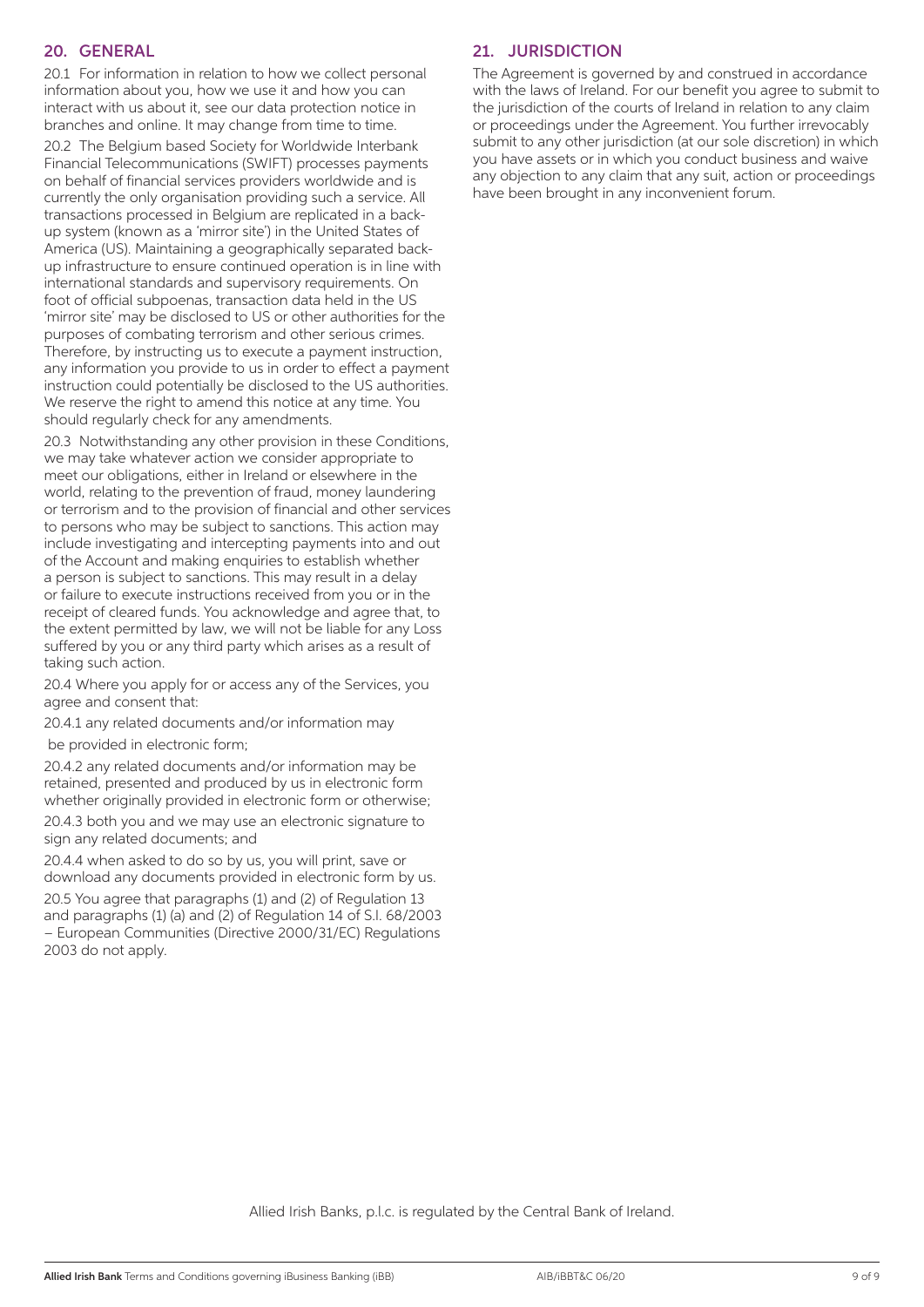## 20. GENERAL

20.1 For information in relation to how we collect personal information about you, how we use it and how you can interact with us about it, see our data protection notice in branches and online. It may change from time to time.

20.2 The Belgium based Society for Worldwide Interbank Financial Telecommunications (SWIFT) processes payments on behalf of financial services providers worldwide and is currently the only organisation providing such a service. All transactions processed in Belgium are replicated in a back-up system (known as a 'mirror site') in the United States of America (US). Maintaining a geographically separated back-up infrastructure to ensure continued operation is in line with international standards and supervisory requirements. On foot of official subpoenas, transaction data held in the US 'mirror site' may be disclosed to US or other authorities for the purposes of combating terrorism and other serious crimes. Therefore, by instructing us to execute a payment instruction, any information you provide to us in order to effect a payment instruction could potentially be disclosed to the US authorities. We reserve the right to amend this notice at any time. You should regularly check for any amendments.

20.3 Notwithstanding any other provision in these Conditions, we may take whatever action we consider appropriate to meet our obligations, either in Ireland or elsewhere in the world, relating to the prevention of fraud, money laundering or terrorism and to the provision of financial and other services to persons who may be subject to sanctions. This action may include investigating and intercepting payments into and out of the Account and making enquiries to establish whether a person is subject to sanctions. This may result in a delay or failure to execute instructions received from you or in the receipt of cleared funds. You acknowledge and agree that, to the extent permitted by law, we will not be liable for any Loss suffered by you or any third party which arises as a result of taking such action.

20.4 Where you apply for or access any of the Services, you agree and consent that:

20.4.1 any related documents and/or information may be provided in electronic form;

20.4.2 any related documents and/or information may be retained, presented and produced by us in electronic form whether originally provided in electronic form or otherwise;

20.4.3 both you and we may use an electronic signature to sign any related documents; and

20.4.4 when asked to do so by us, you will print, save or download any documents provided in electronic form by us.

20.5 You agree that paragraphs (1) and (2) of Regulation 13 and paragraphs (1) (a) and (2) of Regulation 14 of S.I. 68/2003 – European Communities (Directive 2000/31/EC) Regulations 2003 do not apply.

## 21. JURISDICTION

The Agreement is governed by and construed in accordance with the laws of Ireland. For our benefit you agree to submit to the jurisdiction of the courts of Ireland in relation to any claim or proceedings under the Agreement. You further irrevocably submit to any other jurisdiction (at our sole discretion) in which you have assets or in which you conduct business and waive any objection to any claim that any suit, action or proceedings have been brought in any inconvenient forum.

Allied Irish Banks, p.l.c. is regulated by the Central Bank of Ireland.